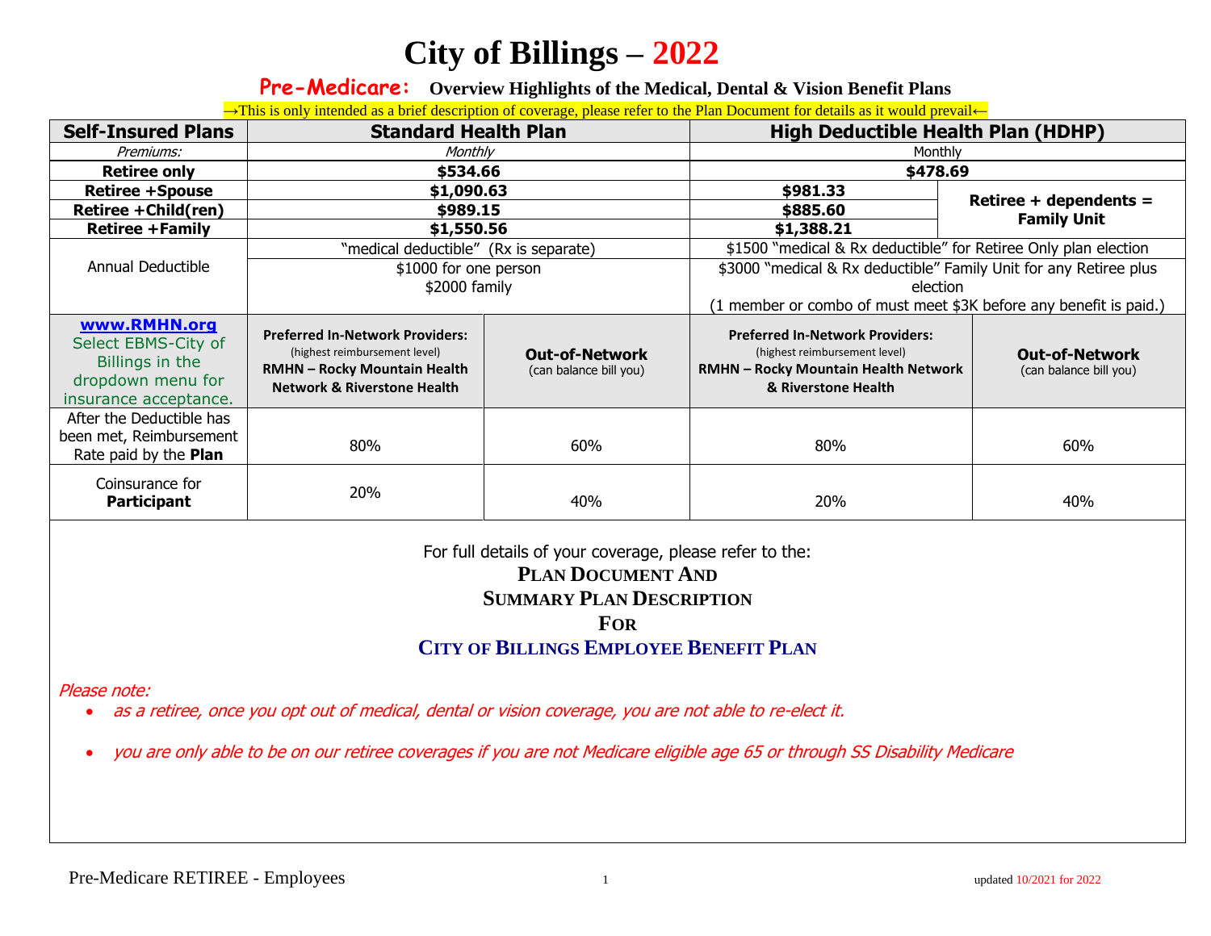# City of Billings – 2022

## Pre-Medicare: Overview Highlights of the Medical, Dental & Vision Benefit Plans

→This is only intended as a brief description of coverage, please refer to the Plan Document for details as it would prevail←

| Self-Insured Plans | Standard Health Plan | | High Deductible Health Plan (HDHP) | |
|---|---|---|---|---|
| *Premiums:* | *Monthly* | | Monthly | |
| **Retiree only** | **$534.66** | | **$478.69** | |
| **Retiree +Spouse** | **$1,090.63** | | **$981.33** | **Retiree + dependents = Family Unit** |
| **Retiree +Child(ren)** | **$989.15** | | **$885.60** | |
| **Retiree +Family** | **$1,550.56** | | **$1,388.21** | |
| Annual Deductible | "medical deductible" (Rx is separate)<br>$1000 for one person<br>$2000 family | | $1500 "medical & Rx deductible" for Retiree Only plan election<br>$3000 "medical & Rx deductible" Family Unit for any Retiree plus election<br>(1 member or combo of must meet $3K before any benefit is paid.) | |
| **www.RMHN.org** Select EBMS-City of Billings in the dropdown menu for insurance acceptance. | **Preferred In-Network Providers:** (highest reimbursement level) **RMHN – Rocky Mountain Health Network & Riverstone Health** | **Out-of-Network** (can balance bill you) | **Preferred In-Network Providers:** (highest reimbursement level) **RMHN – Rocky Mountain Health Network & Riverstone Health** | **Out-of-Network** (can balance bill you) |
| After the Deductible has been met, Reimbursement Rate paid by the **Plan** | 80% | 60% | 80% | 60% |
| Coinsurance for **Participant** | 20% | 40% | 20% | 40% |

For full details of your coverage, please refer to the:

**PLAN DOCUMENT AND**
**SUMMARY PLAN DESCRIPTION**
**FOR**
**CITY OF BILLINGS EMPLOYEE BENEFIT PLAN**

*Please note:*

- *as a retiree, once you opt out of medical, dental or vision coverage, you are not able to re-elect it.*
- *you are only able to be on our retiree coverages if you are not Medicare eligible age 65 or through SS Disability Medicare*

Pre-Medicare RETIREE - Employees

updated 10/2021 for 2022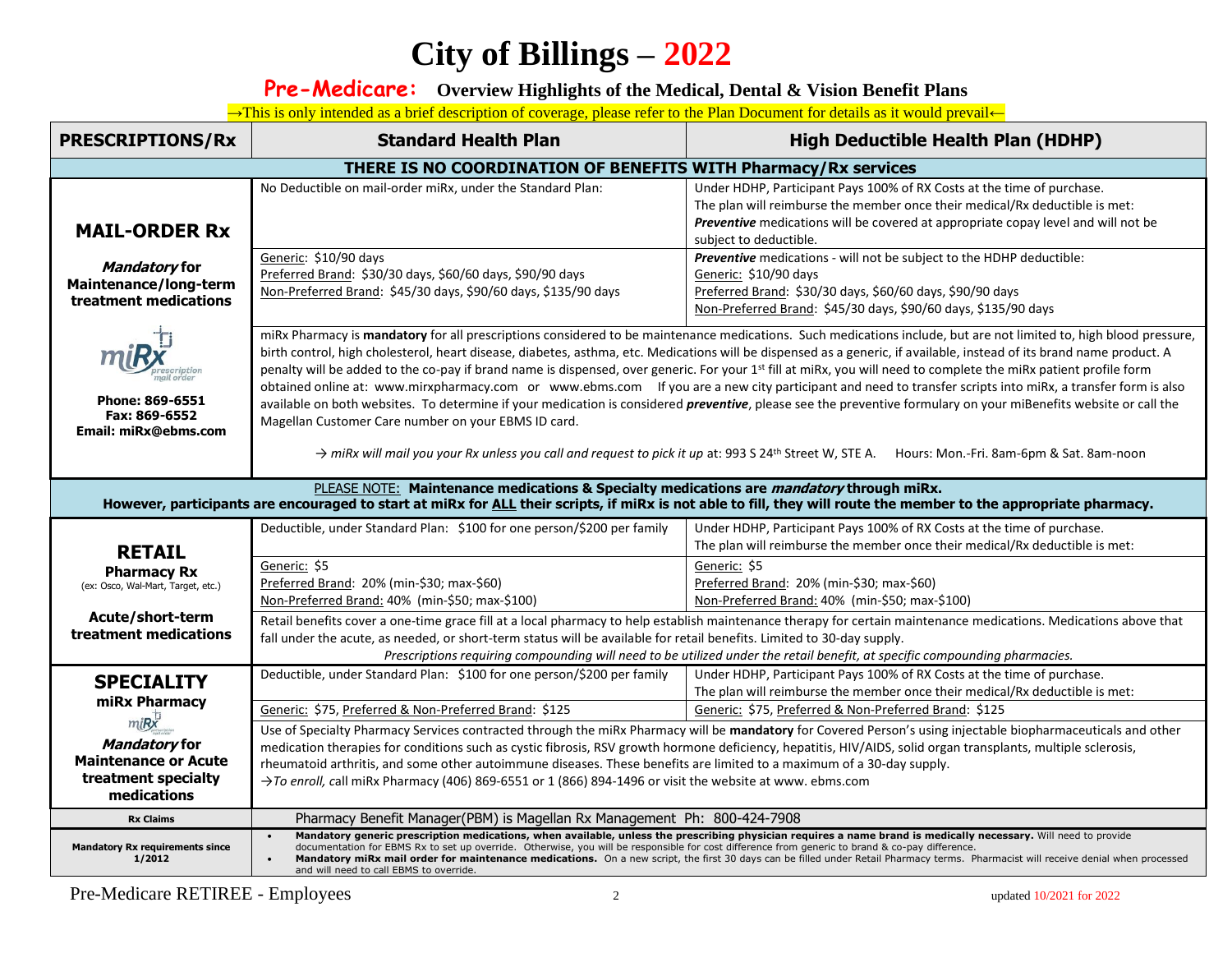# City of Billings – 2022

## Pre-Medicare: Overview Highlights of the Medical, Dental & Vision Benefit Plans

→This is only intended as a brief description of coverage, please refer to the Plan Document for details as it would prevail←

| PRESCRIPTIONS/Rx | Standard Health Plan | High Deductible Health Plan (HDHP) |
|---|---|---|
| **THERE IS NO COORDINATION OF BENEFITS WITH Pharmacy/Rx services** | | |
| **MAIL-ORDER Rx** *Mandatory* for Maintenance/long-term treatment medications | No Deductible on mail-order miRx, under the Standard Plan: | Under HDHP, Participant Pays 100% of RX Costs at the time of purchase. The plan will reimburse the member once their medical/Rx deductible is met: ***Preventive*** medications will be covered at appropriate copay level and will not be subject to deductible. |
| | Generic: $10/90 days<br>Preferred Brand: $30/30 days, $60/60 days, $90/90 days<br>Non-Preferred Brand: $45/30 days, $90/60 days, $135/90 days | ***Preventive*** medications - will not be subject to the HDHP deductible:<br>Generic: $10/90 days<br>Preferred Brand: $30/30 days, $60/60 days, $90/90 days<br>Non-Preferred Brand: $45/30 days, $90/60 days, $135/90 days |
| miRx prescription mail order<br>**Phone: 869-6551**<br>**Fax: 869-6552**<br>**Email: miRx@ebms.com** | miRx Pharmacy is **mandatory** for all prescriptions considered to be maintenance medications. Such medications include, but are not limited to, high blood pressure, birth control, high cholesterol, heart disease, diabetes, asthma, etc. Medications will be dispensed as a generic, if available, instead of its brand name product. A penalty will be added to the co-pay if brand name is dispensed, over generic. For your 1st fill at miRx, you will need to complete the miRx patient profile form obtained online at: www.mirxpharmacy.com or www.ebms.com If you are a new city participant and need to transfer scripts into miRx, a transfer form is also available on both websites. To determine if your medication is considered ***preventive***, please see the preventive formulary on your miBenefits website or call the Magellan Customer Care number on your EBMS ID card.<br>*→ miRx will mail you your Rx unless you call and request to pick it up* at: 993 S 24th Street W, STE A. Hours: Mon.-Fri. 8am-6pm & Sat. 8am-noon | |
| PLEASE NOTE: **Maintenance medications & Specialty medications are *mandatory* through miRx. However, participants are encouraged to start at miRx for ALL their scripts, if miRx is not able to fill, they will route the member to the appropriate pharmacy.** | | |
| **RETAIL Pharmacy Rx** (ex: Osco, Wal-Mart, Target, etc.) **Acute/short-term treatment medications** | Deductible, under Standard Plan: $100 for one person/$200 per family | Under HDHP, Participant Pays 100% of RX Costs at the time of purchase. The plan will reimburse the member once their medical/Rx deductible is met: |
| | Generic: $5<br>Preferred Brand: 20% (min-$30; max-$60)<br>Non-Preferred Brand: 40% (min-$50; max-$100) | Generic: $5<br>Preferred Brand: 20% (min-$30; max-$60)<br>Non-Preferred Brand: 40% (min-$50; max-$100) |
| | Retail benefits cover a one-time grace fill at a local pharmacy to help establish maintenance therapy for certain maintenance medications. Medications above that fall under the acute, as needed, or short-term status will be available for retail benefits. Limited to 30-day supply.<br>*Prescriptions requiring compounding will need to be utilized under the retail benefit, at specific compounding pharmacies.* | |
| **SPECIALITY miRx Pharmacy** *Mandatory* for **Maintenance or Acute treatment specialty medications** | Deductible, under Standard Plan: $100 for one person/$200 per family | Under HDHP, Participant Pays 100% of RX Costs at the time of purchase. The plan will reimburse the member once their medical/Rx deductible is met: |
| | Generic: $75, Preferred & Non-Preferred Brand: $125 | Generic: $75, Preferred & Non-Preferred Brand: $125 |
| | Use of Specialty Pharmacy Services contracted through the miRx Pharmacy will be **mandatory** for Covered Person's using injectable biopharmaceuticals and other medication therapies for conditions such as cystic fibrosis, RSV growth hormone deficiency, hepatitis, HIV/AIDS, solid organ transplants, multiple sclerosis, rheumatoid arthritis, and some other autoimmune diseases. These benefits are limited to a maximum of a 30-day supply.<br>→*To enroll,* call miRx Pharmacy (406) 869-6551 or 1 (866) 894-1496 or visit the website at www. ebms.com | |
| **Rx Claims** | Pharmacy Benefit Manager(PBM) is Magellan Rx Management Ph: 800-424-7908 | |
| **Mandatory Rx requirements since 1/2012** | • **Mandatory generic prescription medications, when available, unless the prescribing physician requires a name brand is medically necessary.** Will need to provide documentation for EBMS Rx to set up override. Otherwise, you will be responsible for cost difference from generic to brand & co-pay difference.<br>• **Mandatory miRx mail order for maintenance medications.** On a new script, the first 30 days can be filled under Retail Pharmacy terms. Pharmacist will receive denial when processed and will need to call EBMS to override. | |

Pre-Medicare RETIREE - Employees

updated 10/2021 for 2022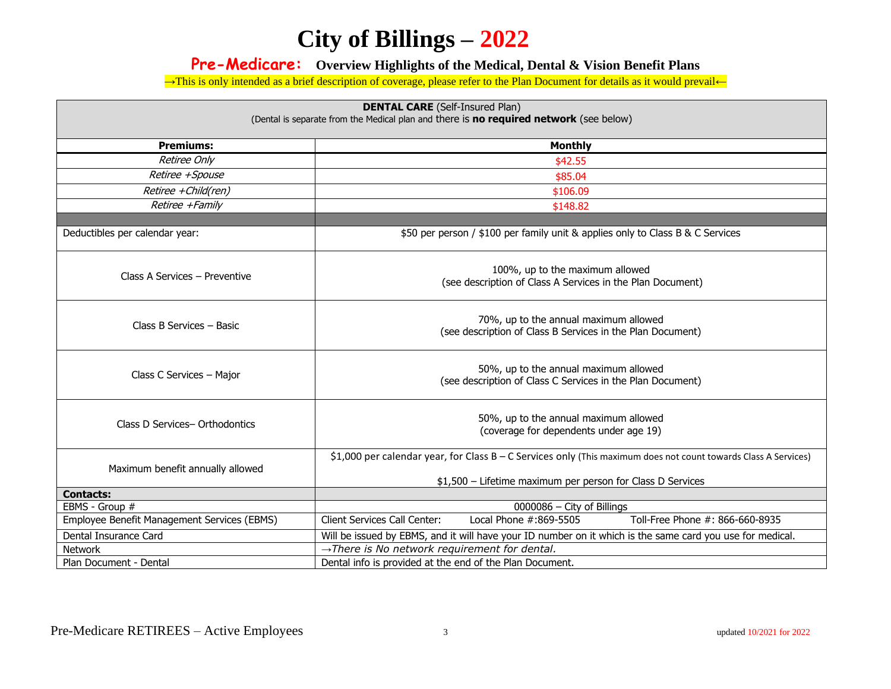# City of Billings – 2022

## Pre-Medicare: Overview Highlights of the Medical, Dental & Vision Benefit Plans

→This is only intended as a brief description of coverage, please refer to the Plan Document for details as it would prevail←

**DENTAL CARE** (Self-Insured Plan)
(Dental is separate from the Medical plan and there is **no required network** (see below)

| **Premiums:** | **Monthly** |
|---|---|
| *Retiree Only* | $42.55 |
| *Retiree +Spouse* | $85.04 |
| *Retiree +Child(ren)* | $106.09 |
| *Retiree +Family* | $148.82 |
| | |
| Deductibles per calendar year: | $50 per person / $100 per family unit & applies only to Class B & C Services |
| Class A Services – Preventive | 100%, up to the maximum allowed (see description of Class A Services in the Plan Document) |
| Class B Services – Basic | 70%, up to the annual maximum allowed (see description of Class B Services in the Plan Document) |
| Class C Services – Major | 50%, up to the annual maximum allowed (see description of Class C Services in the Plan Document) |
| Class D Services– Orthodontics | 50%, up to the annual maximum allowed (coverage for dependents under age 19) |
| Maximum benefit annually allowed | $1,000 per calendar year, for Class B – C Services only (This maximum does not count towards Class A Services) $1,500 – Lifetime maximum per person for Class D Services |
| **Contacts:** | |
| EBMS - Group # | 0000086 – City of Billings |
| Employee Benefit Management Services (EBMS) | Client Services Call Center: Local Phone #:869-5505 Toll-Free Phone #: 866-660-8935 |
| Dental Insurance Card | Will be issued by EBMS, and it will have your ID number on it which is the same card you use for medical. |
| Network | →*There is No network requirement for dental.* |
| Plan Document - Dental | Dental info is provided at the end of the Plan Document. |

Pre-Medicare RETIREES – Active Employees

updated 10/2021 for 2022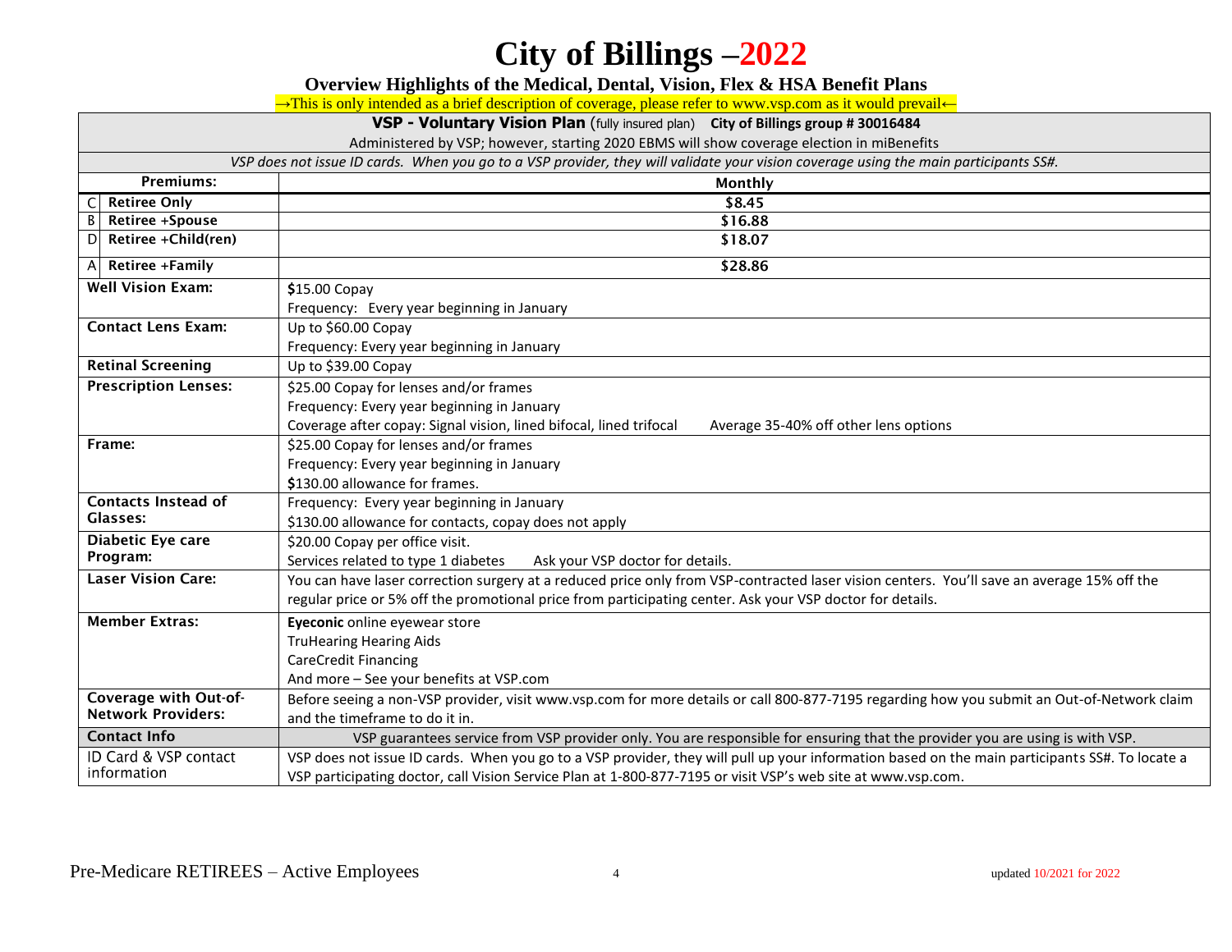# City of Billings –2022

**Overview Highlights of the Medical, Dental, Vision, Flex & HSA Benefit Plans**

→This is only intended as a brief description of coverage, please refer to www.vsp.com as it would prevail←

| | |
|---|---|
| **VSP - Voluntary Vision Plan** (fully insured plan) **City of Billings group # 30016484** | |
| Administered by VSP; however, starting 2020 EBMS will show coverage election in miBenefits | |
| *VSP does not issue ID cards. When you go to a VSP provider, they will validate your vision coverage using the main participants SS#.* | |
| **Premiums:** | **Monthly** |
| C **Retiree Only** | **$8.45** |
| B **Retiree +Spouse** | **$16.88** |
| D **Retiree +Child(ren)** | **$18.07** |
| A **Retiree +Family** | **$28.86** |
| **Well Vision Exam:** | $15.00 Copay<br>Frequency: Every year beginning in January |
| **Contact Lens Exam:** | Up to $60.00 Copay<br>Frequency: Every year beginning in January |
| **Retinal Screening** | Up to $39.00 Copay |
| **Prescription Lenses:** | $25.00 Copay for lenses and/or frames<br>Frequency: Every year beginning in January<br>Coverage after copay: Signal vision, lined bifocal, lined trifocal Average 35-40% off other lens options |
| **Frame:** | $25.00 Copay for lenses and/or frames<br>Frequency: Every year beginning in January<br>$130.00 allowance for frames. |
| **Contacts Instead of Glasses:** | Frequency: Every year beginning in January<br>$130.00 allowance for contacts, copay does not apply |
| **Diabetic Eye care Program:** | $20.00 Copay per office visit.<br>Services related to type 1 diabetes Ask your VSP doctor for details. |
| **Laser Vision Care:** | You can have laser correction surgery at a reduced price only from VSP-contracted laser vision centers. You'll save an average 15% off the regular price or 5% off the promotional price from participating center. Ask your VSP doctor for details. |
| **Member Extras:** | **Eyeconic** online eyewear store<br>TruHearing Hearing Aids<br>CareCredit Financing<br>And more – See your benefits at VSP.com |
| **Coverage with Out-of-Network Providers:** | Before seeing a non-VSP provider, visit www.vsp.com for more details or call 800-877-7195 regarding how you submit an Out-of-Network claim and the timeframe to do it in. |
| **Contact Info** | VSP guarantees service from VSP provider only. You are responsible for ensuring that the provider you are using is with VSP. |
| ID Card & VSP contact information | VSP does not issue ID cards. When you go to a VSP provider, they will pull up your information based on the main participants SS#. To locate a VSP participating doctor, call Vision Service Plan at 1-800-877-7195 or visit VSP's web site at www.vsp.com. |

Pre-Medicare RETIREES – Active Employees

updated 10/2021 for 2022